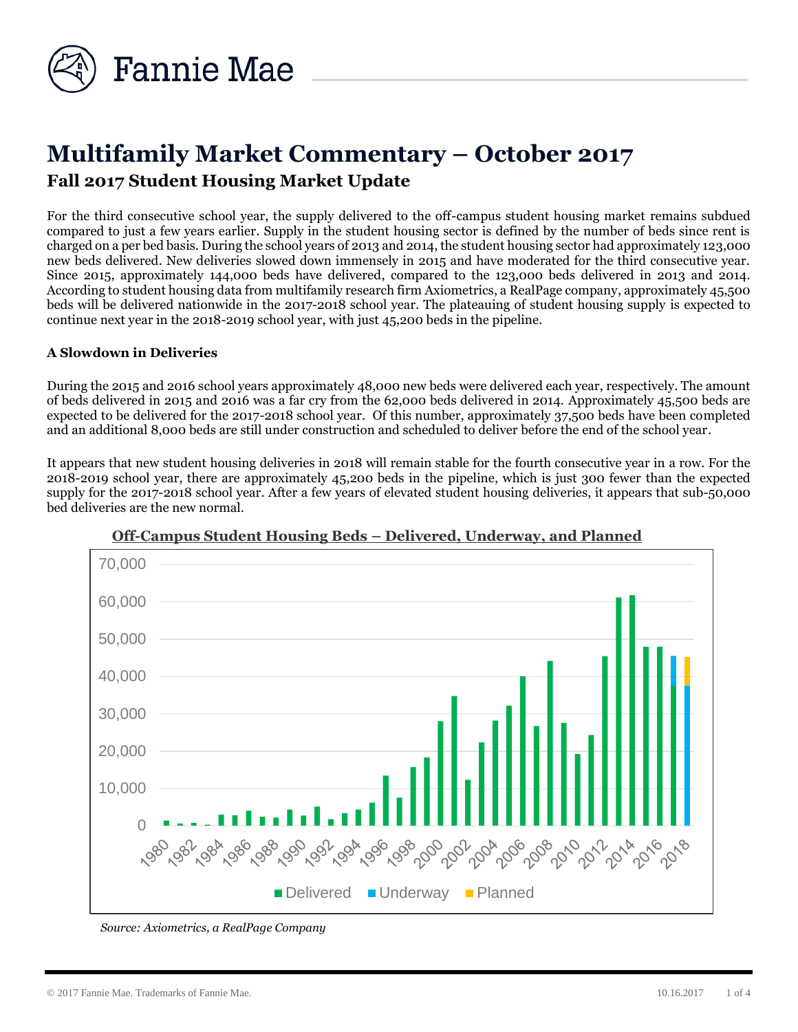# Multifamily Market Commentary – October 2017

## Fall 2017 Student Housing Market Update

For the third consecutive school year, the supply delivered to the off-campus student housing market remains subdued compared to just a few years earlier. Supply in the student housing sector is defined by the number of beds since rent is charged on a per bed basis. During the school years of 2013 and 2014, the student housing sector had approximately 123,000 new beds delivered. New deliveries slowed down immensely in 2015 and have moderated for the third consecutive year. Since 2015, approximately 144,000 beds have delivered, compared to the 123,000 beds delivered in 2013 and 2014. According to student housing data from multifamily research firm Axiometrics, a RealPage company, approximately 45,500 beds will be delivered nationwide in the 2017-2018 school year. The plateauing of student housing supply is expected to continue next year in the 2018-2019 school year, with just 45,200 beds in the pipeline.

**A Slowdown in Deliveries**

During the 2015 and 2016 school years approximately 48,000 new beds were delivered each year, respectively. The amount of beds delivered in 2015 and 2016 was a far cry from the 62,000 beds delivered in 2014. Approximately 45,500 beds are expected to be delivered for the 2017-2018 school year. Of this number, approximately 37,500 beds have been completed and an additional 8,000 beds are still under construction and scheduled to deliver before the end of the school year.

It appears that new student housing deliveries in 2018 will remain stable for the fourth consecutive year in a row. For the 2018-2019 school year, there are approximately 45,200 beds in the pipeline, which is just 300 fewer than the expected supply for the 2017-2018 school year. After a few years of elevated student housing deliveries, it appears that sub-50,000 bed deliveries are the new normal.

**Off-Campus Student Housing Beds – Delivered, Underway, and Planned**

*Source: Axiometrics, a RealPage Company*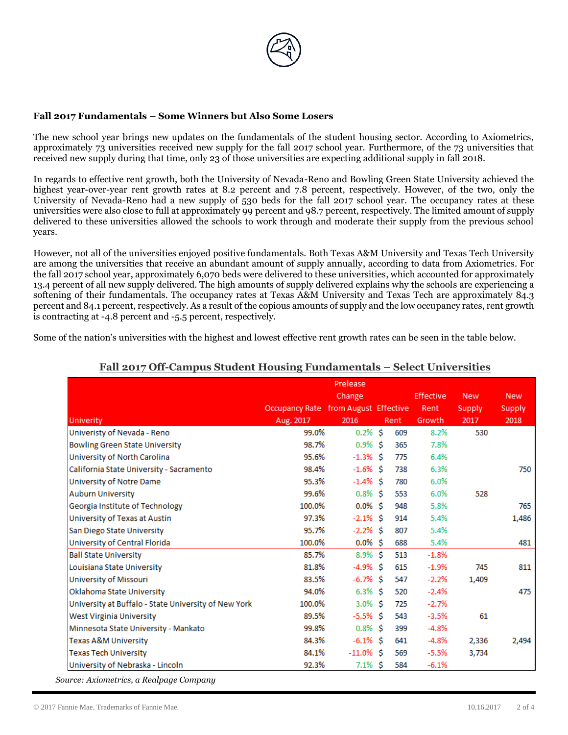**Fall 2017 Fundamentals – Some Winners but Also Some Losers**

The new school year brings new updates on the fundamentals of the student housing sector. According to Axiometrics, approximately 73 universities received new supply for the fall 2017 school year. Furthermore, of the 73 universities that received new supply during that time, only 23 of those universities are expecting additional supply in fall 2018.

In regards to effective rent growth, both the University of Nevada-Reno and Bowling Green State University achieved the highest year-over-year rent growth rates at 8.2 percent and 7.8 percent, respectively. However, of the two, only the University of Nevada-Reno had a new supply of 530 beds for the fall 2017 school year. The occupancy rates at these universities were also close to full at approximately 99 percent and 98.7 percent, respectively. The limited amount of supply delivered to these universities allowed the schools to work through and moderate their supply from the previous school years.

However, not all of the universities enjoyed positive fundamentals. Both Texas A&M University and Texas Tech University are among the universities that receive an abundant amount of supply annually, according to data from Axiometrics. For the fall 2017 school year, approximately 6,070 beds were delivered to these universities, which accounted for approximately 13.4 percent of all new supply delivered. The high amounts of supply delivered explains why the schools are experiencing a softening of their fundamentals. The occupancy rates at Texas A&M University and Texas Tech are approximately 84.3 percent and 84.1 percent, respectively. As a result of the copious amounts of supply and the low occupancy rates, rent growth is contracting at -4.8 percent and -5.5 percent, respectively.

Some of the nation's universities with the highest and lowest effective rent growth rates can be seen in the table below.

**Fall 2017 Off-Campus Student Housing Fundamentals – Select Universities**

| Univerity | Occupancy Rate Aug. 2017 | Prelease Change from August 2016 | Effective Rent | Effective Rent Growth | New Supply 2017 | New Supply 2018 |
|---|---|---|---|---|---|---|
| Univeristy of Nevada - Reno | 99.0% | 0.2% | $ 609 | 8.2% | 530 | |
| Bowling Green State University | 98.7% | 0.9% | $ 365 | 7.8% | | |
| University of North Carolina | 95.6% | -1.3% | $ 775 | 6.4% | | |
| California State University - Sacramento | 98.4% | -1.6% | $ 738 | 6.3% | | 750 |
| University of Notre Dame | 95.3% | -1.4% | $ 780 | 6.0% | | |
| Auburn University | 99.6% | 0.8% | $ 553 | 6.0% | 528 | |
| Georgia Institute of Technology | 100.0% | 0.0% | $ 948 | 5.8% | | 765 |
| University of Texas at Austin | 97.3% | -2.1% | $ 914 | 5.4% | | 1,486 |
| San Diego State University | 95.7% | -2.2% | $ 807 | 5.4% | | |
| University of Central Florida | 100.0% | 0.0% | $ 688 | 5.4% | | 481 |
| Ball State University | 85.7% | 8.9% | $ 513 | -1.8% | | |
| Louisiana State University | 81.8% | -4.9% | $ 615 | -1.9% | 745 | 811 |
| University of Missouri | 83.5% | -6.7% | $ 547 | -2.2% | 1,409 | |
| Oklahoma State University | 94.0% | 6.3% | $ 520 | -2.4% | | 475 |
| University at Buffalo - State University of New York | 100.0% | 3.0% | $ 725 | -2.7% | | |
| West Virginia University | 89.5% | -5.5% | $ 543 | -3.5% | 61 | |
| Minnesota State University - Mankato | 99.8% | 0.8% | $ 399 | -4.8% | | |
| Texas A&M University | 84.3% | -6.1% | $ 641 | -4.8% | 2,336 | 2,494 |
| Texas Tech University | 84.1% | -11.0% | $ 569 | -5.5% | 3,734 | |
| University of Nebraska - Lincoln | 92.3% | 7.1% | $ 584 | -6.1% | | |

*Source: Axiometrics, a Realpage Company*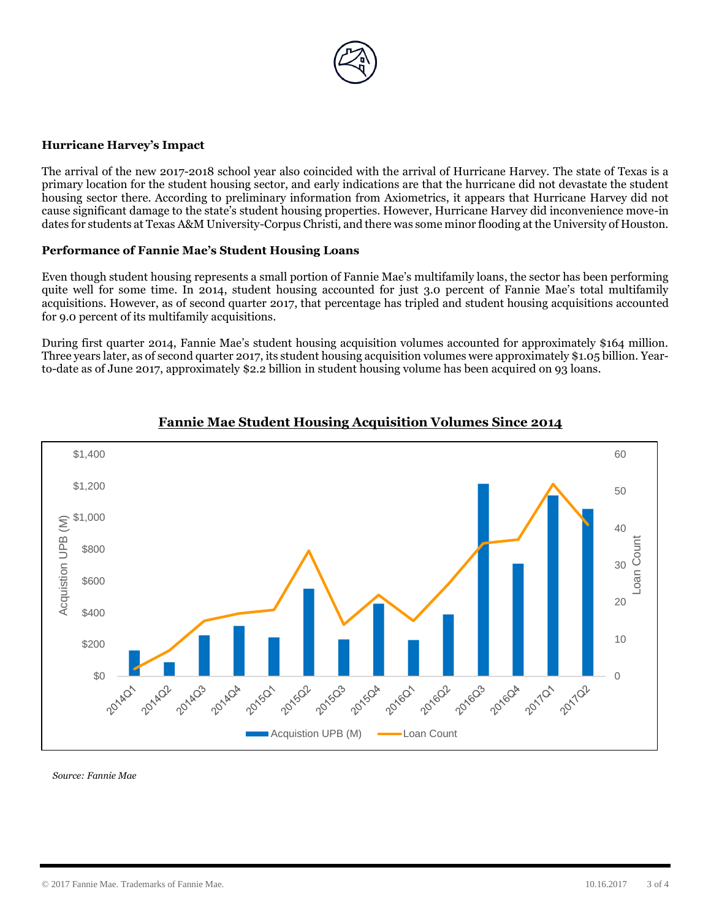**Hurricane Harvey's Impact**

The arrival of the new 2017-2018 school year also coincided with the arrival of Hurricane Harvey. The state of Texas is a primary location for the student housing sector, and early indications are that the hurricane did not devastate the student housing sector there. According to preliminary information from Axiometrics, it appears that Hurricane Harvey did not cause significant damage to the state's student housing properties. However, Hurricane Harvey did inconvenience move-in dates for students at Texas A&M University-Corpus Christi, and there was some minor flooding at the University of Houston.

**Performance of Fannie Mae's Student Housing Loans**

Even though student housing represents a small portion of Fannie Mae's multifamily loans, the sector has been performing quite well for some time. In 2014, student housing accounted for just 3.0 percent of Fannie Mae's total multifamily acquisitions. However, as of second quarter 2017, that percentage has tripled and student housing acquisitions accounted for 9.0 percent of its multifamily acquisitions.

During first quarter 2014, Fannie Mae's student housing acquisition volumes accounted for approximately $164 million. Three years later, as of second quarter 2017, its student housing acquisition volumes were approximately $1.05 billion. Year-to-date as of June 2017, approximately $2.2 billion in student housing volume has been acquired on 93 loans.

**Fannie Mae Student Housing Acquisition Volumes Since 2014**

*Source: Fannie Mae*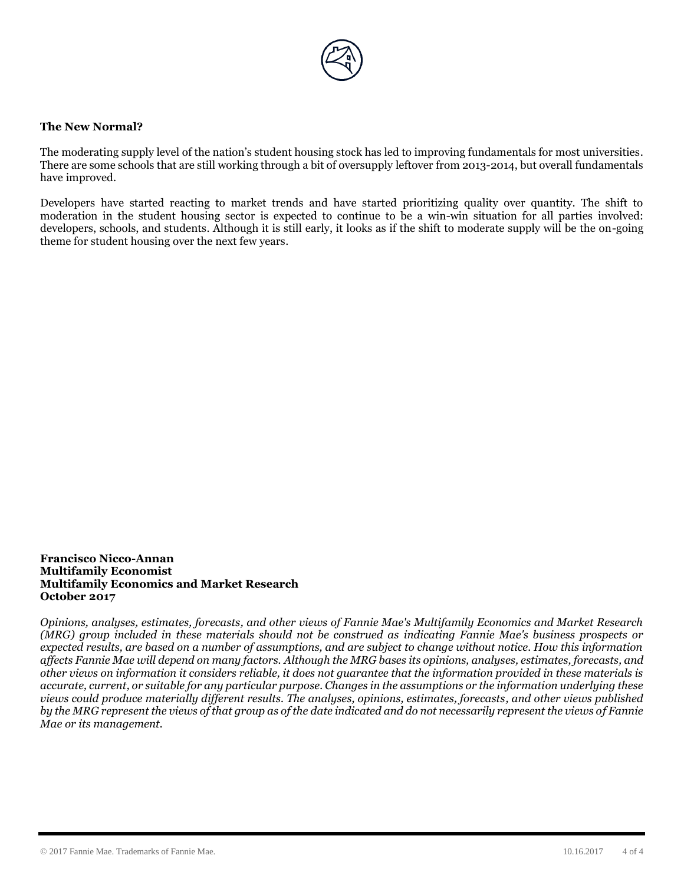**The New Normal?**

The moderating supply level of the nation's student housing stock has led to improving fundamentals for most universities. There are some schools that are still working through a bit of oversupply leftover from 2013-2014, but overall fundamentals have improved.

Developers have started reacting to market trends and have started prioritizing quality over quantity. The shift to moderation in the student housing sector is expected to continue to be a win-win situation for all parties involved: developers, schools, and students. Although it is still early, it looks as if the shift to moderate supply will be the on-going theme for student housing over the next few years.

**Francisco Nicco-Annan**
**Multifamily Economist**
**Multifamily Economics and Market Research**
**October 2017**

*Opinions, analyses, estimates, forecasts, and other views of Fannie Mae's Multifamily Economics and Market Research (MRG) group included in these materials should not be construed as indicating Fannie Mae's business prospects or expected results, are based on a number of assumptions, and are subject to change without notice. How this information affects Fannie Mae will depend on many factors. Although the MRG bases its opinions, analyses, estimates, forecasts, and other views on information it considers reliable, it does not guarantee that the information provided in these materials is accurate, current, or suitable for any particular purpose. Changes in the assumptions or the information underlying these views could produce materially different results. The analyses, opinions, estimates, forecasts, and other views published by the MRG represent the views of that group as of the date indicated and do not necessarily represent the views of Fannie Mae or its management.*

© 2017 Fannie Mae. Trademarks of Fannie Mae.